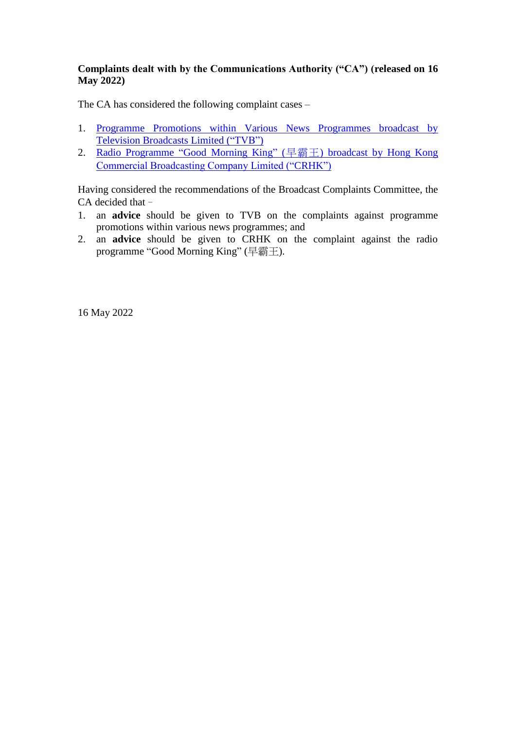**Complaints dealt with by the Communications Authority ("CA") (released on 16 May 2022)**

The CA has considered the following complaint cases –

1. Programme Promotions within Various News Programmes broadcast by Television Broadcasts Limited ("TVB")
2. Radio Programme "Good Morning King" (早霸王) broadcast by Hong Kong Commercial Broadcasting Company Limited ("CRHK")

Having considered the recommendations of the Broadcast Complaints Committee, the CA decided that –

1. an **advice** should be given to TVB on the complaints against programme promotions within various news programmes; and
2. an **advice** should be given to CRHK on the complaint against the radio programme "Good Morning King" (早霸王).

16 May 2022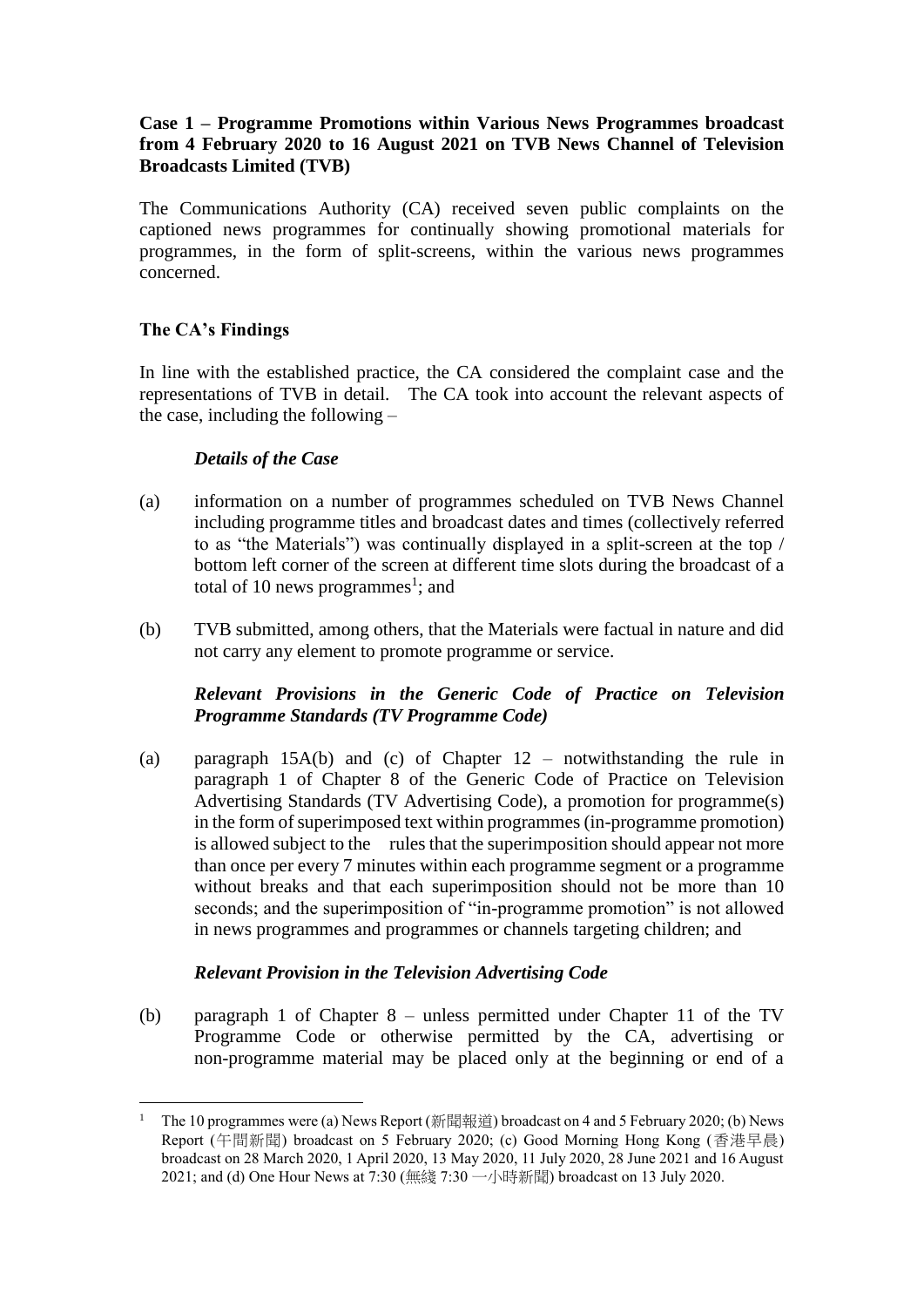**Case 1 – Programme Promotions within Various News Programmes broadcast from 4 February 2020 to 16 August 2021 on TVB News Channel of Television Broadcasts Limited (TVB)**

The Communications Authority (CA) received seven public complaints on the captioned news programmes for continually showing promotional materials for programmes, in the form of split-screens, within the various news programmes concerned.

**The CA's Findings**

In line with the established practice, the CA considered the complaint case and the representations of TVB in detail. The CA took into account the relevant aspects of the case, including the following –

***Details of the Case***

(a) information on a number of programmes scheduled on TVB News Channel including programme titles and broadcast dates and times (collectively referred to as "the Materials") was continually displayed in a split-screen at the top / bottom left corner of the screen at different time slots during the broadcast of a total of 10 news programmes[1]; and

(b) TVB submitted, among others, that the Materials were factual in nature and did not carry any element to promote programme or service.

***Relevant Provisions in the Generic Code of Practice on Television Programme Standards (TV Programme Code)***

(a) paragraph 15A(b) and (c) of Chapter 12 – notwithstanding the rule in paragraph 1 of Chapter 8 of the Generic Code of Practice on Television Advertising Standards (TV Advertising Code), a promotion for programme(s) in the form of superimposed text within programmes (in-programme promotion) is allowed subject to the rules that the superimposition should appear not more than once per every 7 minutes within each programme segment or a programme without breaks and that each superimposition should not be more than 10 seconds; and the superimposition of "in-programme promotion" is not allowed in news programmes and programmes or channels targeting children; and

***Relevant Provision in the Television Advertising Code***

(b) paragraph 1 of Chapter 8 – unless permitted under Chapter 11 of the TV Programme Code or otherwise permitted by the CA, advertising or non-programme material may be placed only at the beginning or end of a

---

[1] The 10 programmes were (a) News Report (新聞報道) broadcast on 4 and 5 February 2020; (b) News Report (午間新聞) broadcast on 5 February 2020; (c) Good Morning Hong Kong (香港早晨) broadcast on 28 March 2020, 1 April 2020, 13 May 2020, 11 July 2020, 28 June 2021 and 16 August 2021; and (d) One Hour News at 7:30 (無綫 7:30 一小時新聞) broadcast on 13 July 2020.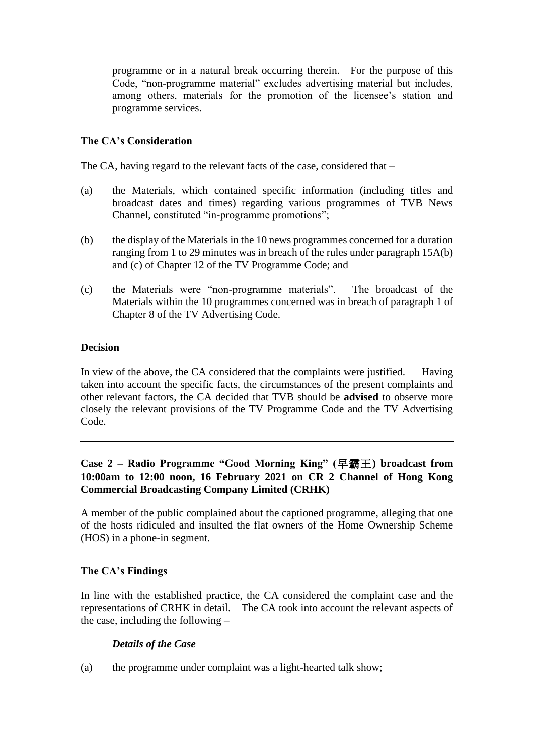programme or in a natural break occurring therein. For the purpose of this Code, "non-programme material" excludes advertising material but includes, among others, materials for the promotion of the licensee's station and programme services.

**The CA's Consideration**

The CA, having regard to the relevant facts of the case, considered that –

(a) the Materials, which contained specific information (including titles and broadcast dates and times) regarding various programmes of TVB News Channel, constituted "in-programme promotions";

(b) the display of the Materials in the 10 news programmes concerned for a duration ranging from 1 to 29 minutes was in breach of the rules under paragraph 15A(b) and (c) of Chapter 12 of the TV Programme Code; and

(c) the Materials were "non-programme materials". The broadcast of the Materials within the 10 programmes concerned was in breach of paragraph 1 of Chapter 8 of the TV Advertising Code.

**Decision**

In view of the above, the CA considered that the complaints were justified. Having taken into account the specific facts, the circumstances of the present complaints and other relevant factors, the CA decided that TVB should be **advised** to observe more closely the relevant provisions of the TV Programme Code and the TV Advertising Code.

---

**Case 2 – Radio Programme "Good Morning King" (早霸王) broadcast from 10:00am to 12:00 noon, 16 February 2021 on CR 2 Channel of Hong Kong Commercial Broadcasting Company Limited (CRHK)**

A member of the public complained about the captioned programme, alleging that one of the hosts ridiculed and insulted the flat owners of the Home Ownership Scheme (HOS) in a phone-in segment.

**The CA's Findings**

In line with the established practice, the CA considered the complaint case and the representations of CRHK in detail. The CA took into account the relevant aspects of the case, including the following –

***Details of the Case***

(a) the programme under complaint was a light-hearted talk show;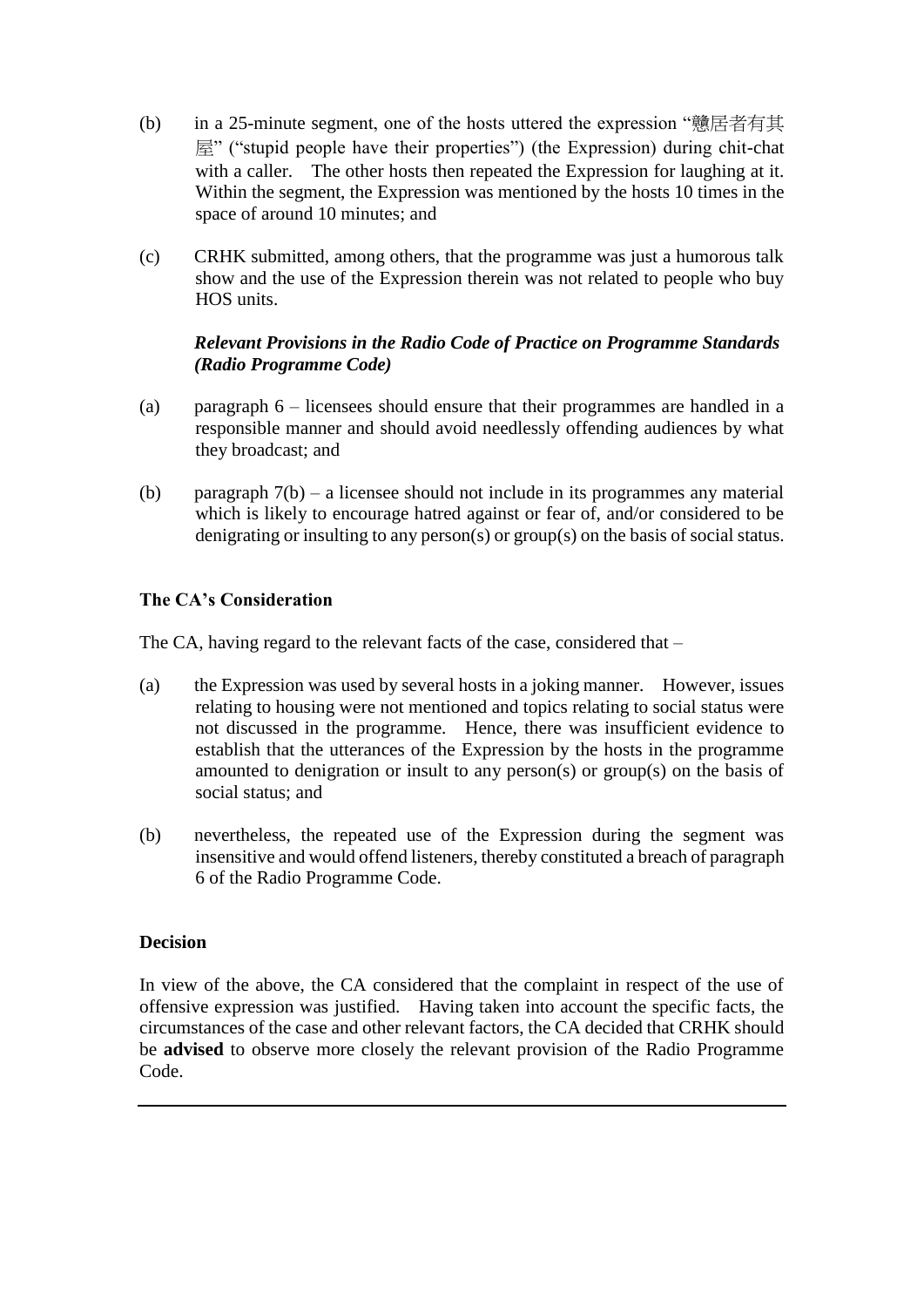(b) in a 25-minute segment, one of the hosts uttered the expression "戇居者有其屋" ("stupid people have their properties") (the Expression) during chit-chat with a caller. The other hosts then repeated the Expression for laughing at it. Within the segment, the Expression was mentioned by the hosts 10 times in the space of around 10 minutes; and

(c) CRHK submitted, among others, that the programme was just a humorous talk show and the use of the Expression therein was not related to people who buy HOS units.

***Relevant Provisions in the Radio Code of Practice on Programme Standards (Radio Programme Code)***

(a) paragraph 6 – licensees should ensure that their programmes are handled in a responsible manner and should avoid needlessly offending audiences by what they broadcast; and

(b) paragraph 7(b) – a licensee should not include in its programmes any material which is likely to encourage hatred against or fear of, and/or considered to be denigrating or insulting to any person(s) or group(s) on the basis of social status.

**The CA's Consideration**

The CA, having regard to the relevant facts of the case, considered that –

(a) the Expression was used by several hosts in a joking manner. However, issues relating to housing were not mentioned and topics relating to social status were not discussed in the programme. Hence, there was insufficient evidence to establish that the utterances of the Expression by the hosts in the programme amounted to denigration or insult to any person(s) or group(s) on the basis of social status; and

(b) nevertheless, the repeated use of the Expression during the segment was insensitive and would offend listeners, thereby constituted a breach of paragraph 6 of the Radio Programme Code.

**Decision**

In view of the above, the CA considered that the complaint in respect of the use of offensive expression was justified. Having taken into account the specific facts, the circumstances of the case and other relevant factors, the CA decided that CRHK should be **advised** to observe more closely the relevant provision of the Radio Programme Code.

---